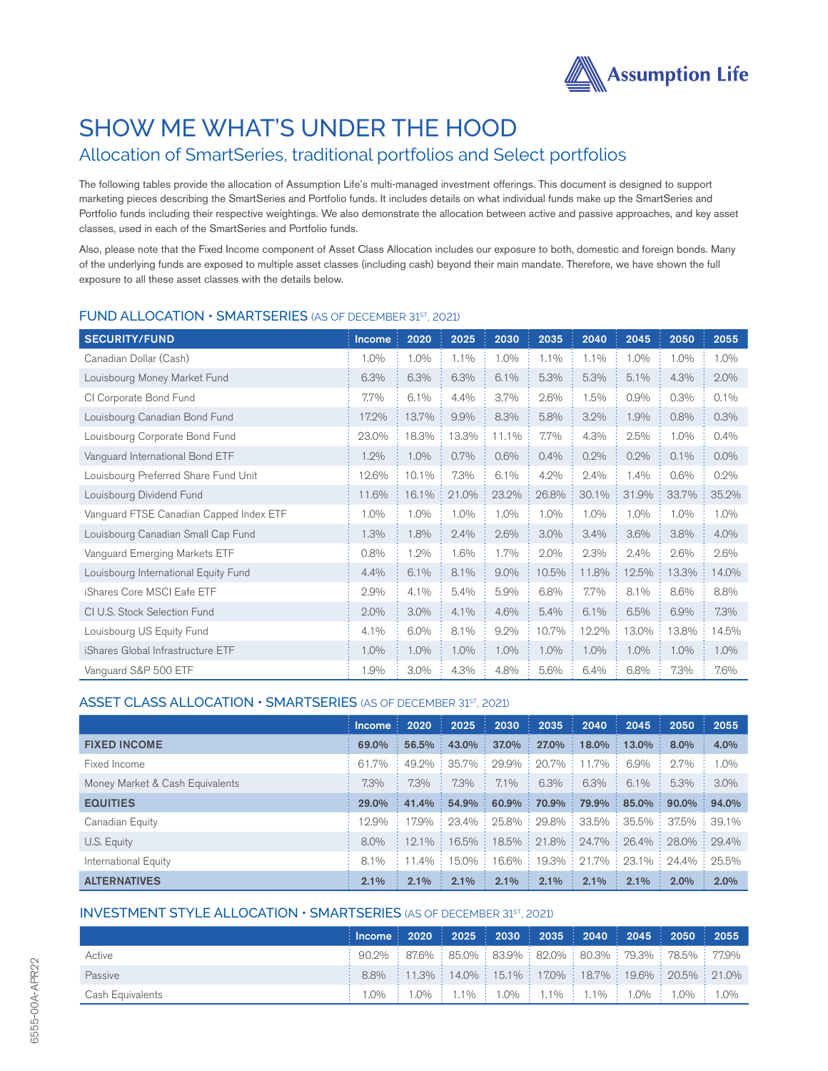# SHOW ME WHAT'S UNDER THE HOOD

## Allocation of SmartSeries, traditional portfolios and Select portfolios

The following tables provide the allocation of Assumption Life's multi-managed investment offerings. This document is designed to support marketing pieces describing the SmartSeries and Portfolio funds. It includes details on what individual funds make up the SmartSeries and Portfolio funds including their respective weightings. We also demonstrate the allocation between active and passive approaches, and key asset classes, used in each of the SmartSeries and Portfolio funds.

Also, please note that the Fixed Income component of Asset Class Allocation includes our exposure to both, domestic and foreign bonds. Many of the underlying funds are exposed to multiple asset classes (including cash) beyond their main mandate. Therefore, we have shown the full exposure to all these asset classes with the details below.

### FUND ALLOCATION • SMARTSERIES (AS OF DECEMBER 31ST, 2021)

| SECURITY/FUND | Income | 2020 | 2025 | 2030 | 2035 | 2040 | 2045 | 2050 | 2055 |
|---|---|---|---|---|---|---|---|---|---|
| Canadian Dollar (Cash) | 1.0% | 1.0% | 1.1% | 1.0% | 1.1% | 1.1% | 1.0% | 1.0% | 1.0% |
| Louisbourg Money Market Fund | 6.3% | 6.3% | 6.3% | 6.1% | 5.3% | 5.3% | 5.1% | 4.3% | 2.0% |
| CI Corporate Bond Fund | 7.7% | 6.1% | 4.4% | 3.7% | 2.6% | 1.5% | 0.9% | 0.3% | 0.1% |
| Louisbourg Canadian Bond Fund | 17.2% | 13.7% | 9.9% | 8.3% | 5.8% | 3.2% | 1.9% | 0.8% | 0.3% |
| Louisbourg Corporate Bond Fund | 23.0% | 18.3% | 13.3% | 11.1% | 7.7% | 4.3% | 2.5% | 1.0% | 0.4% |
| Vanguard International Bond ETF | 1.2% | 1.0% | 0.7% | 0.6% | 0.4% | 0.2% | 0.2% | 0.1% | 0.0% |
| Louisbourg Preferred Share Fund Unit | 12.6% | 10.1% | 7.3% | 6.1% | 4.2% | 2.4% | 1.4% | 0.6% | 0.2% |
| Louisbourg Dividend Fund | 11.6% | 16.1% | 21.0% | 23.2% | 26.8% | 30.1% | 31.9% | 33.7% | 35.2% |
| Vanguard FTSE Canadian Capped Index ETF | 1.0% | 1.0% | 1.0% | 1.0% | 1.0% | 1.0% | 1.0% | 1.0% | 1.0% |
| Louisbourg Canadian Small Cap Fund | 1.3% | 1.8% | 2.4% | 2.6% | 3.0% | 3.4% | 3.6% | 3.8% | 4.0% |
| Vanguard Emerging Markets ETF | 0.8% | 1.2% | 1.6% | 1.7% | 2.0% | 2.3% | 2.4% | 2.6% | 2.6% |
| Louisbourg International Equity Fund | 4.4% | 6.1% | 8.1% | 9.0% | 10.5% | 11.8% | 12.5% | 13.3% | 14.0% |
| iShares Core MSCI Eafe ETF | 2.9% | 4.1% | 5.4% | 5.9% | 6.8% | 7.7% | 8.1% | 8.6% | 8.8% |
| CI U.S. Stock Selection Fund | 2.0% | 3.0% | 4.1% | 4.6% | 5.4% | 6.1% | 6.5% | 6.9% | 7.3% |
| Louisbourg US Equity Fund | 4.1% | 6.0% | 8.1% | 9.2% | 10.7% | 12.2% | 13.0% | 13.8% | 14.5% |
| iShares Global Infrastructure ETF | 1.0% | 1.0% | 1.0% | 1.0% | 1.0% | 1.0% | 1.0% | 1.0% | 1.0% |
| Vanguard S&P 500 ETF | 1.9% | 3.0% | 4.3% | 4.8% | 5.6% | 6.4% | 6.8% | 7.3% | 7.6% |

### ASSET CLASS ALLOCATION • SMARTSERIES (AS OF DECEMBER 31ST, 2021)

| | Income | 2020 | 2025 | 2030 | 2035 | 2040 | 2045 | 2050 | 2055 |
|---|---|---|---|---|---|---|---|---|---|
| **FIXED INCOME** | **69.0%** | **56.5%** | **43.0%** | **37.0%** | **27.0%** | **18.0%** | **13.0%** | **8.0%** | **4.0%** |
| Fixed Income | 61.7% | 49.2% | 35.7% | 29.9% | 20.7% | 11.7% | 6.9% | 2.7% | 1.0% |
| Money Market & Cash Equivalents | 7.3% | 7.3% | 7.3% | 7.1% | 6.3% | 6.3% | 6.1% | 5.3% | 3.0% |
| **EQUITIES** | **29.0%** | **41.4%** | **54.9%** | **60.9%** | **70.9%** | **79.9%** | **85.0%** | **90.0%** | **94.0%** |
| Canadian Equity | 12.9% | 17.9% | 23.4% | 25.8% | 29.8% | 33.5% | 35.5% | 37.5% | 39.1% |
| U.S. Equity | 8.0% | 12.1% | 16.5% | 18.5% | 21.8% | 24.7% | 26.4% | 28.0% | 29.4% |
| International Equity | 8.1% | 11.4% | 15.0% | 16.6% | 19.3% | 21.7% | 23.1% | 24.4% | 25.5% |
| **ALTERNATIVES** | **2.1%** | **2.1%** | **2.1%** | **2.1%** | **2.1%** | **2.1%** | **2.1%** | **2.0%** | **2.0%** |

### INVESTMENT STYLE ALLOCATION • SMARTSERIES (AS OF DECEMBER 31ST, 2021)

| | Income | 2020 | 2025 | 2030 | 2035 | 2040 | 2045 | 2050 | 2055 |
|---|---|---|---|---|---|---|---|---|---|
| Active | 90.2% | 87.6% | 85.0% | 83.9% | 82.0% | 80.3% | 79.3% | 78.5% | 77.9% |
| Passive | 8.8% | 11.3% | 14.0% | 15.1% | 17.0% | 18.7% | 19.6% | 20.5% | 21.0% |
| Cash Equivalents | 1.0% | 1.0% | 1.1% | 1.0% | 1.1% | 1.1% | 1.0% | 1.0% | 1.0% |

6555-00A-APR22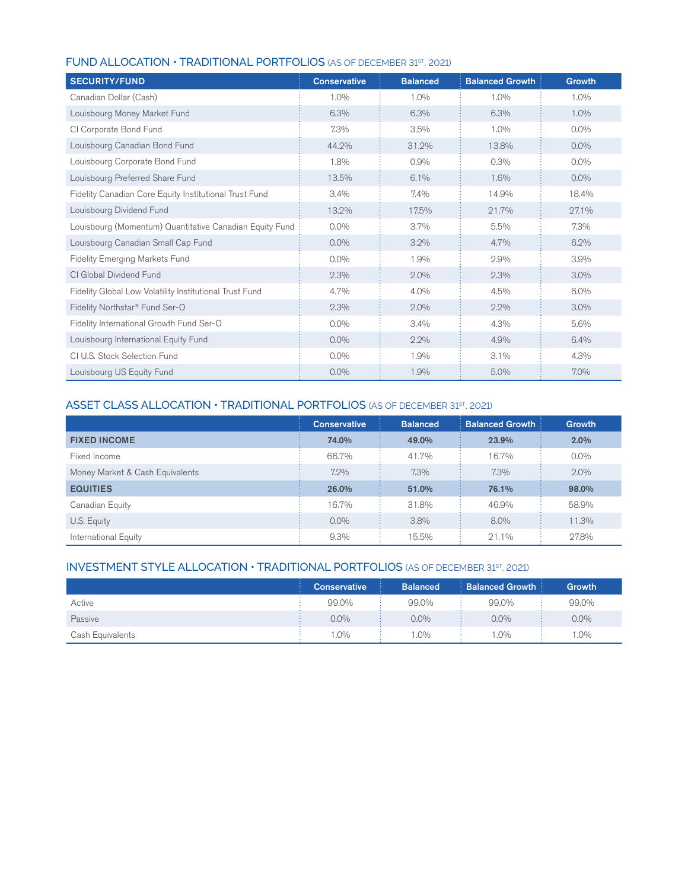## FUND ALLOCATION • TRADITIONAL PORTFOLIOS (AS OF DECEMBER 31ST, 2021)

| SECURITY/FUND | Conservative | Balanced | Balanced Growth | Growth |
|---|---|---|---|---|
| Canadian Dollar (Cash) | 1.0% | 1.0% | 1.0% | 1.0% |
| Louisbourg Money Market Fund | 6.3% | 6.3% | 6.3% | 1.0% |
| CI Corporate Bond Fund | 7.3% | 3.5% | 1.0% | 0.0% |
| Louisbourg Canadian Bond Fund | 44.2% | 31.2% | 13.8% | 0.0% |
| Louisbourg Corporate Bond Fund | 1.8% | 0.9% | 0.3% | 0.0% |
| Louisbourg Preferred Share Fund | 13.5% | 6.1% | 1.6% | 0.0% |
| Fidelity Canadian Core Equity Institutional Trust Fund | 3.4% | 7.4% | 14.9% | 18.4% |
| Louisbourg Dividend Fund | 13.2% | 17.5% | 21.7% | 27.1% |
| Louisbourg (Momentum) Quantitative Canadian Equity Fund | 0.0% | 3.7% | 5.5% | 7.3% |
| Louisbourg Canadian Small Cap Fund | 0.0% | 3.2% | 4.7% | 6.2% |
| Fidelity Emerging Markets Fund | 0.0% | 1.9% | 2.9% | 3.9% |
| CI Global Dividend Fund | 2.3% | 2.0% | 2.3% | 3.0% |
| Fidelity Global Low Volatility Institutional Trust Fund | 4.7% | 4.0% | 4.5% | 6.0% |
| Fidelity Northstar® Fund Ser-O | 2.3% | 2.0% | 2.2% | 3.0% |
| Fidelity International Growth Fund Ser-O | 0.0% | 3.4% | 4.3% | 5.6% |
| Louisbourg International Equity Fund | 0.0% | 2.2% | 4.9% | 6.4% |
| CI U.S. Stock Selection Fund | 0.0% | 1.9% | 3.1% | 4.3% |
| Louisbourg US Equity Fund | 0.0% | 1.9% | 5.0% | 7.0% |

## ASSET CLASS ALLOCATION • TRADITIONAL PORTFOLIOS (AS OF DECEMBER 31ST, 2021)

| | Conservative | Balanced | Balanced Growth | Growth |
|---|---|---|---|---|
| **FIXED INCOME** | **74.0%** | **49.0%** | **23.9%** | **2.0%** |
| Fixed Income | 66.7% | 41.7% | 16.7% | 0.0% |
| Money Market & Cash Equivalents | 7.2% | 7.3% | 7.3% | 2.0% |
| **EQUITIES** | **26.0%** | **51.0%** | **76.1%** | **98.0%** |
| Canadian Equity | 16.7% | 31.8% | 46.9% | 58.9% |
| U.S. Equity | 0.0% | 3.8% | 8.0% | 11.3% |
| International Equity | 9.3% | 15.5% | 21.1% | 27.8% |

## INVESTMENT STYLE ALLOCATION • TRADITIONAL PORTFOLIOS (AS OF DECEMBER 31ST, 2021)

| | Conservative | Balanced | Balanced Growth | Growth |
|---|---|---|---|---|
| Active | 99.0% | 99.0% | 99.0% | 99.0% |
| Passive | 0.0% | 0.0% | 0.0% | 0.0% |
| Cash Equivalents | 1.0% | 1.0% | 1.0% | 1.0% |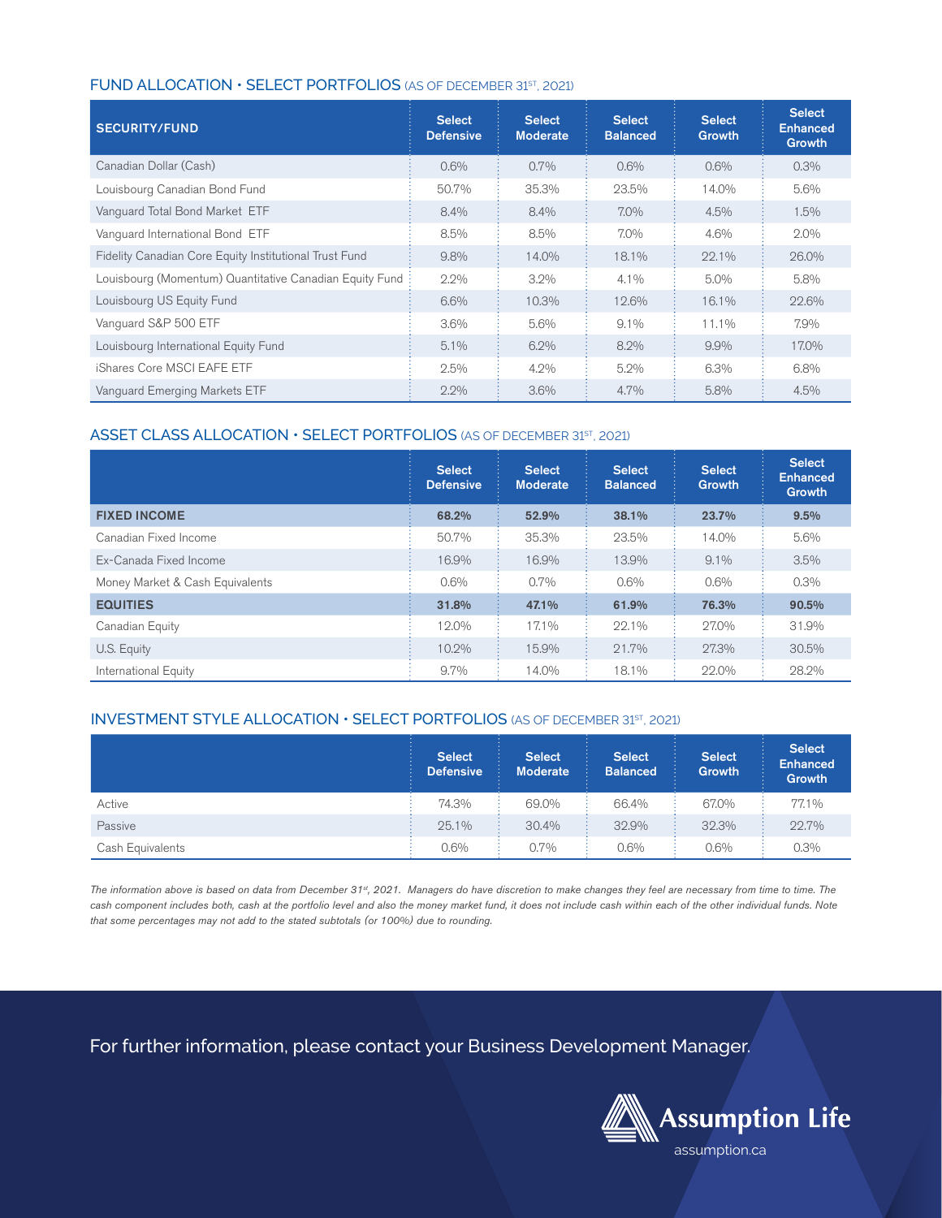## FUND ALLOCATION • SELECT PORTFOLIOS (AS OF DECEMBER 31ST, 2021)

| SECURITY/FUND | Select Defensive | Select Moderate | Select Balanced | Select Growth | Select Enhanced Growth |
|---|---|---|---|---|---|
| Canadian Dollar (Cash) | 0.6% | 0.7% | 0.6% | 0.6% | 0.3% |
| Louisbourg Canadian Bond Fund | 50.7% | 35.3% | 23.5% | 14.0% | 5.6% |
| Vanguard Total Bond Market ETF | 8.4% | 8.4% | 7.0% | 4.5% | 1.5% |
| Vanguard International Bond ETF | 8.5% | 8.5% | 7.0% | 4.6% | 2.0% |
| Fidelity Canadian Core Equity Institutional Trust Fund | 9.8% | 14.0% | 18.1% | 22.1% | 26.0% |
| Louisbourg (Momentum) Quantitative Canadian Equity Fund | 2.2% | 3.2% | 4.1% | 5.0% | 5.8% |
| Louisbourg US Equity Fund | 6.6% | 10.3% | 12.6% | 16.1% | 22.6% |
| Vanguard S&P 500 ETF | 3.6% | 5.6% | 9.1% | 11.1% | 7.9% |
| Louisbourg International Equity Fund | 5.1% | 6.2% | 8.2% | 9.9% | 17.0% |
| iShares Core MSCI EAFE ETF | 2.5% | 4.2% | 5.2% | 6.3% | 6.8% |
| Vanguard Emerging Markets ETF | 2.2% | 3.6% | 4.7% | 5.8% | 4.5% |

## ASSET CLASS ALLOCATION • SELECT PORTFOLIOS (AS OF DECEMBER 31ST, 2021)

| | Select Defensive | Select Moderate | Select Balanced | Select Growth | Select Enhanced Growth |
|---|---|---|---|---|---|
| **FIXED INCOME** | **68.2%** | **52.9%** | **38.1%** | **23.7%** | **9.5%** |
| Canadian Fixed Income | 50.7% | 35.3% | 23.5% | 14.0% | 5.6% |
| Ex-Canada Fixed Income | 16.9% | 16.9% | 13.9% | 9.1% | 3.5% |
| Money Market & Cash Equivalents | 0.6% | 0.7% | 0.6% | 0.6% | 0.3% |
| **EQUITIES** | **31.8%** | **47.1%** | **61.9%** | **76.3%** | **90.5%** |
| Canadian Equity | 12.0% | 17.1% | 22.1% | 27.0% | 31.9% |
| U.S. Equity | 10.2% | 15.9% | 21.7% | 27.3% | 30.5% |
| International Equity | 9.7% | 14.0% | 18.1% | 22.0% | 28.2% |

## INVESTMENT STYLE ALLOCATION • SELECT PORTFOLIOS (AS OF DECEMBER 31ST, 2021)

| | Select Defensive | Select Moderate | Select Balanced | Select Growth | Select Enhanced Growth |
|---|---|---|---|---|---|
| Active | 74.3% | 69.0% | 66.4% | 67.0% | 77.1% |
| Passive | 25.1% | 30.4% | 32.9% | 32.3% | 22.7% |
| Cash Equivalents | 0.6% | 0.7% | 0.6% | 0.6% | 0.3% |

*The information above is based on data from December 31st, 2021. Managers do have discretion to make changes they feel are necessary from time to time. The cash component includes both, cash at the portfolio level and also the money market fund, it does not include cash within each of the other individual funds. Note that some percentages may not add to the stated subtotals (or 100%) due to rounding.*

For further information, please contact your Business Development Manager.

Assumption Life

assumption.ca